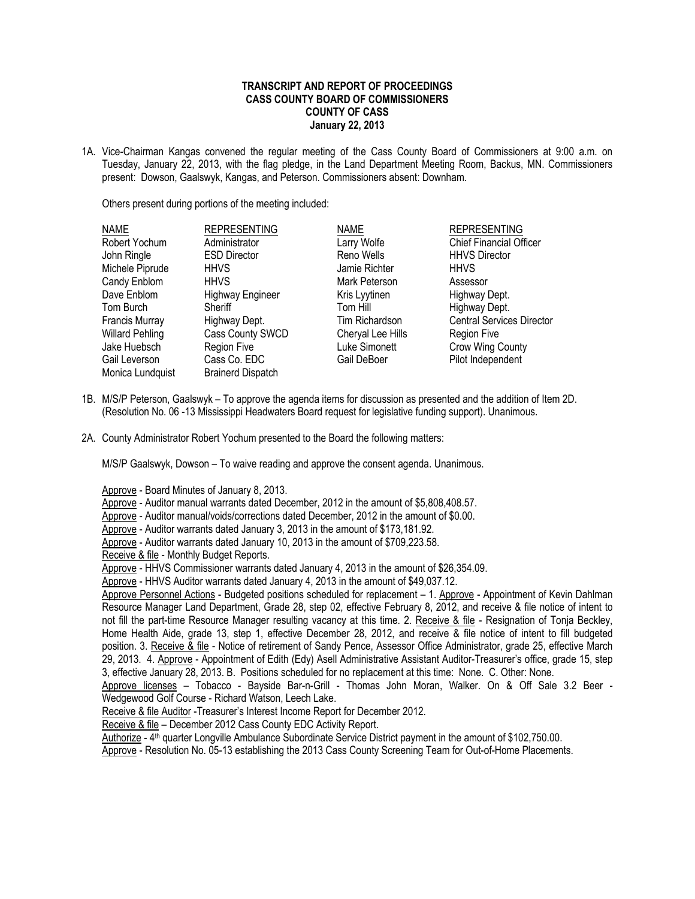**TRANSCRIPT AND REPORT OF PROCEEDINGS**
**CASS COUNTY BOARD OF COMMISSIONERS**
**COUNTY OF CASS**
**January 22, 2013**

1A. Vice-Chairman Kangas convened the regular meeting of the Cass County Board of Commissioners at 9:00 a.m. on Tuesday, January 22, 2013, with the flag pledge, in the Land Department Meeting Room, Backus, MN. Commissioners present: Dowson, Gaalswyk, Kangas, and Peterson. Commissioners absent: Downham.

Others present during portions of the meeting included:

| NAME | REPRESENTING | NAME | REPRESENTING |
|---|---|---|---|
| Robert Yochum | Administrator | Larry Wolfe | Chief Financial Officer |
| John Ringle | ESD Director | Reno Wells | HHVS Director |
| Michele Piprude | HHVS | Jamie Richter | HHVS |
| Candy Enblom | HHVS | Mark Peterson | Assessor |
| Dave Enblom | Highway Engineer | Kris Lyytinen | Highway Dept. |
| Tom Burch | Sheriff | Tom Hill | Highway Dept. |
| Francis Murray | Highway Dept. | Tim Richardson | Central Services Director |
| Willard Pehling | Cass County SWCD | Cheryal Lee Hills | Region Five |
| Jake Huebsch | Region Five | Luke Simonett | Crow Wing County |
| Gail Leverson | Cass Co. EDC | Gail DeBoer | Pilot Independent |
| Monica Lundquist | Brainerd Dispatch | | |

1B. M/S/P Peterson, Gaalswyk – To approve the agenda items for discussion as presented and the addition of Item 2D. (Resolution No. 06 -13 Mississippi Headwaters Board request for legislative funding support). Unanimous.

2A. County Administrator Robert Yochum presented to the Board the following matters:

M/S/P Gaalswyk, Dowson – To waive reading and approve the consent agenda. Unanimous.

Approve - Board Minutes of January 8, 2013.
Approve - Auditor manual warrants dated December, 2012 in the amount of $5,808,408.57.
Approve - Auditor manual/voids/corrections dated December, 2012 in the amount of $0.00.
Approve - Auditor warrants dated January 3, 2013 in the amount of $173,181.92.
Approve - Auditor warrants dated January 10, 2013 in the amount of $709,223.58.
Receive & file - Monthly Budget Reports.
Approve - HHVS Commissioner warrants dated January 4, 2013 in the amount of $26,354.09.
Approve - HHVS Auditor warrants dated January 4, 2013 in the amount of $49,037.12.
Approve Personnel Actions - Budgeted positions scheduled for replacement – 1. Approve - Appointment of Kevin Dahlman Resource Manager Land Department, Grade 28, step 02, effective February 8, 2012, and receive & file notice of intent to not fill the part-time Resource Manager resulting vacancy at this time. 2. Receive & file - Resignation of Tonja Beckley, Home Health Aide, grade 13, step 1, effective December 28, 2012, and receive & file notice of intent to fill budgeted position. 3. Receive & file - Notice of retirement of Sandy Pence, Assessor Office Administrator, grade 25, effective March 29, 2013. 4. Approve - Appointment of Edith (Edy) Asell Administrative Assistant Auditor-Treasurer's office, grade 15, step 3, effective January 28, 2013. B. Positions scheduled for no replacement at this time: None. C. Other: None.
Approve licenses – Tobacco - Bayside Bar-n-Grill - Thomas John Moran, Walker. On & Off Sale 3.2 Beer - Wedgewood Golf Course - Richard Watson, Leech Lake.
Receive & file Auditor -Treasurer's Interest Income Report for December 2012.
Receive & file – December 2012 Cass County EDC Activity Report.
Authorize - 4th quarter Longville Ambulance Subordinate Service District payment in the amount of $102,750.00.
Approve - Resolution No. 05-13 establishing the 2013 Cass County Screening Team for Out-of-Home Placements.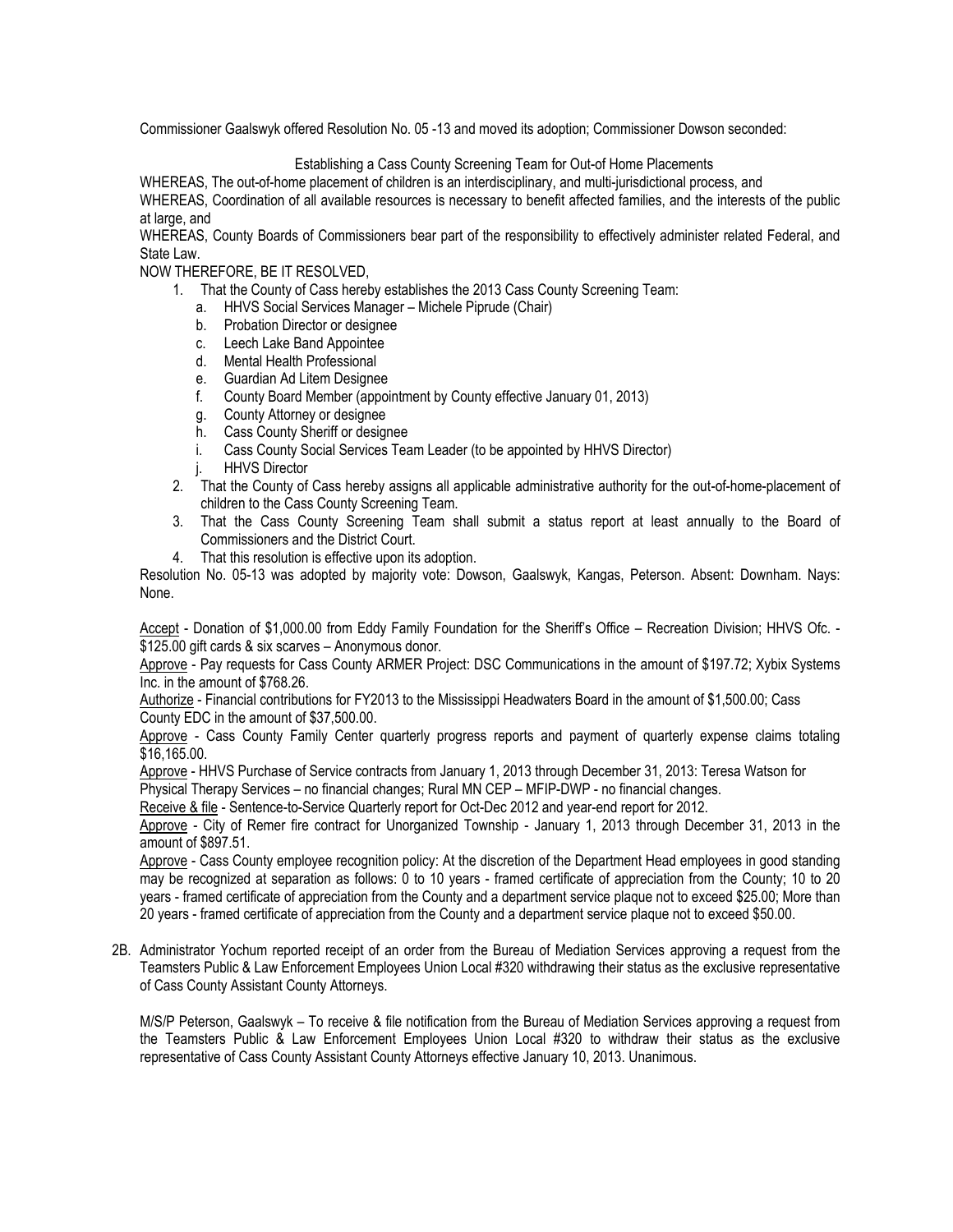Commissioner Gaalswyk offered Resolution No. 05 -13 and moved its adoption; Commissioner Dowson seconded:

Establishing a Cass County Screening Team for Out-of Home Placements

WHEREAS, The out-of-home placement of children is an interdisciplinary, and multi-jurisdictional process, and

WHEREAS, Coordination of all available resources is necessary to benefit affected families, and the interests of the public at large, and

WHEREAS, County Boards of Commissioners bear part of the responsibility to effectively administer related Federal, and State Law.

NOW THEREFORE, BE IT RESOLVED,

1. That the County of Cass hereby establishes the 2013 Cass County Screening Team:
   a. HHVS Social Services Manager – Michele Piprude (Chair)
   b. Probation Director or designee
   c. Leech Lake Band Appointee
   d. Mental Health Professional
   e. Guardian Ad Litem Designee
   f. County Board Member (appointment by County effective January 01, 2013)
   g. County Attorney or designee
   h. Cass County Sheriff or designee
   i. Cass County Social Services Team Leader (to be appointed by HHVS Director)
   j. HHVS Director
2. That the County of Cass hereby assigns all applicable administrative authority for the out-of-home-placement of children to the Cass County Screening Team.
3. That the Cass County Screening Team shall submit a status report at least annually to the Board of Commissioners and the District Court.
4. That this resolution is effective upon its adoption.

Resolution No. 05-13 was adopted by majority vote: Dowson, Gaalswyk, Kangas, Peterson. Absent: Downham. Nays: None.

Accept - Donation of $1,000.00 from Eddy Family Foundation for the Sheriff's Office – Recreation Division; HHVS Ofc. - $125.00 gift cards & six scarves – Anonymous donor.

Approve - Pay requests for Cass County ARMER Project: DSC Communications in the amount of $197.72; Xybix Systems Inc. in the amount of $768.26.

Authorize - Financial contributions for FY2013 to the Mississippi Headwaters Board in the amount of $1,500.00; Cass County EDC in the amount of $37,500.00.

Approve - Cass County Family Center quarterly progress reports and payment of quarterly expense claims totaling $16,165.00.

Approve - HHVS Purchase of Service contracts from January 1, 2013 through December 31, 2013: Teresa Watson for Physical Therapy Services – no financial changes; Rural MN CEP – MFIP-DWP - no financial changes.

Receive & file - Sentence-to-Service Quarterly report for Oct-Dec 2012 and year-end report for 2012.

Approve - City of Remer fire contract for Unorganized Township - January 1, 2013 through December 31, 2013 in the amount of $897.51.

Approve - Cass County employee recognition policy: At the discretion of the Department Head employees in good standing may be recognized at separation as follows: 0 to 10 years - framed certificate of appreciation from the County; 10 to 20 years - framed certificate of appreciation from the County and a department service plaque not to exceed $25.00; More than 20 years - framed certificate of appreciation from the County and a department service plaque not to exceed $50.00.

2B. Administrator Yochum reported receipt of an order from the Bureau of Mediation Services approving a request from the Teamsters Public & Law Enforcement Employees Union Local #320 withdrawing their status as the exclusive representative of Cass County Assistant County Attorneys.

M/S/P Peterson, Gaalswyk – To receive & file notification from the Bureau of Mediation Services approving a request from the Teamsters Public & Law Enforcement Employees Union Local #320 to withdraw their status as the exclusive representative of Cass County Assistant County Attorneys effective January 10, 2013. Unanimous.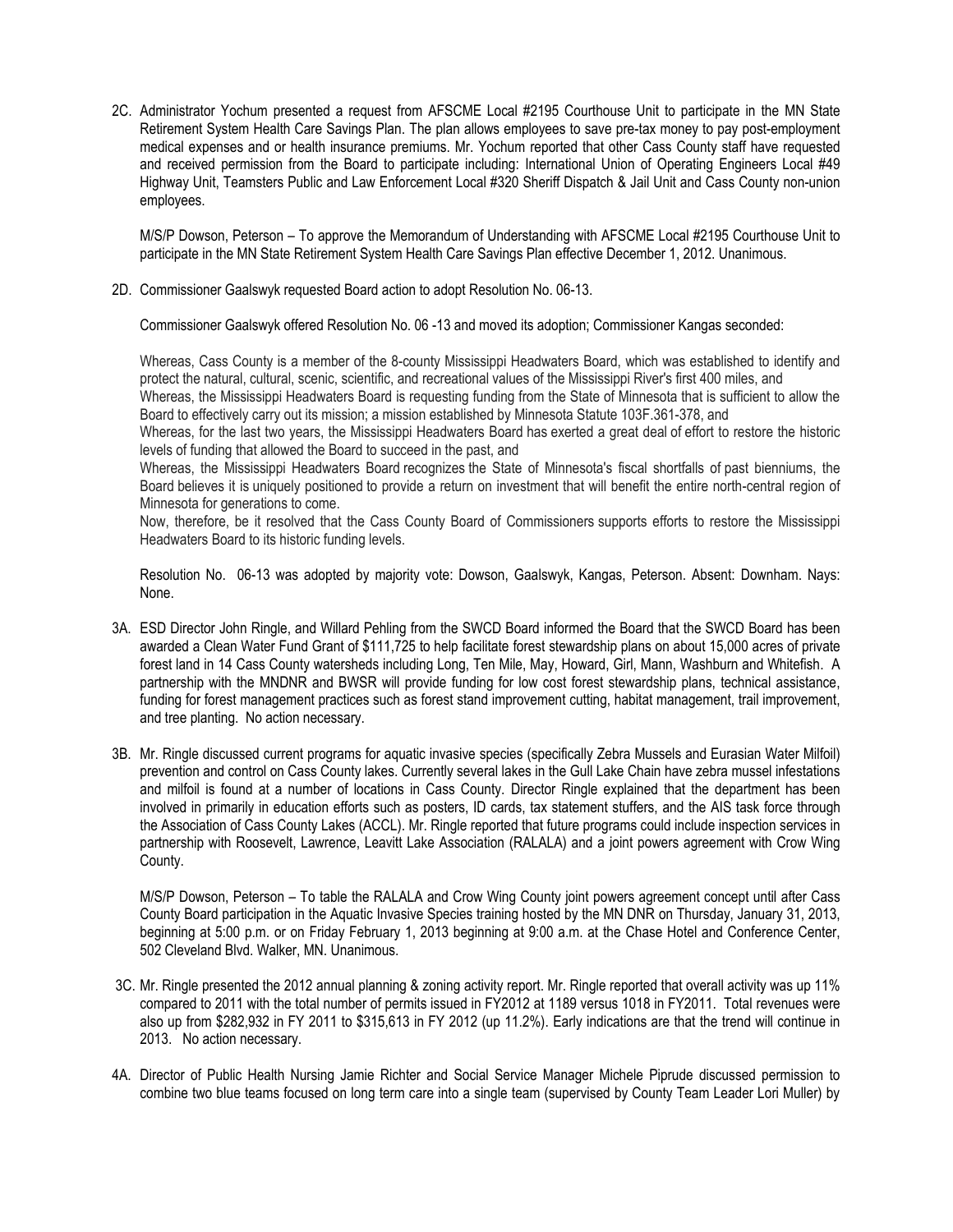2C. Administrator Yochum presented a request from AFSCME Local #2195 Courthouse Unit to participate in the MN State Retirement System Health Care Savings Plan. The plan allows employees to save pre-tax money to pay post-employment medical expenses and or health insurance premiums. Mr. Yochum reported that other Cass County staff have requested and received permission from the Board to participate including: International Union of Operating Engineers Local #49 Highway Unit, Teamsters Public and Law Enforcement Local #320 Sheriff Dispatch & Jail Unit and Cass County non-union employees.

M/S/P Dowson, Peterson – To approve the Memorandum of Understanding with AFSCME Local #2195 Courthouse Unit to participate in the MN State Retirement System Health Care Savings Plan effective December 1, 2012. Unanimous.

2D. Commissioner Gaalswyk requested Board action to adopt Resolution No. 06-13.

Commissioner Gaalswyk offered Resolution No. 06 -13 and moved its adoption; Commissioner Kangas seconded:

Whereas, Cass County is a member of the 8-county Mississippi Headwaters Board, which was established to identify and protect the natural, cultural, scenic, scientific, and recreational values of the Mississippi River's first 400 miles, and
Whereas, the Mississippi Headwaters Board is requesting funding from the State of Minnesota that is sufficient to allow the Board to effectively carry out its mission; a mission established by Minnesota Statute 103F.361-378, and
Whereas, for the last two years, the Mississippi Headwaters Board has exerted a great deal of effort to restore the historic levels of funding that allowed the Board to succeed in the past, and
Whereas, the Mississippi Headwaters Board recognizes the State of Minnesota's fiscal shortfalls of past bienniums, the Board believes it is uniquely positioned to provide a return on investment that will benefit the entire north-central region of Minnesota for generations to come.
Now, therefore, be it resolved that the Cass County Board of Commissioners supports efforts to restore the Mississippi Headwaters Board to its historic funding levels.

Resolution No. 06-13 was adopted by majority vote: Dowson, Gaalswyk, Kangas, Peterson. Absent: Downham. Nays: None.

3A. ESD Director John Ringle, and Willard Pehling from the SWCD Board informed the Board that the SWCD Board has been awarded a Clean Water Fund Grant of $111,725 to help facilitate forest stewardship plans on about 15,000 acres of private forest land in 14 Cass County watersheds including Long, Ten Mile, May, Howard, Girl, Mann, Washburn and Whitefish. A partnership with the MNDNR and BWSR will provide funding for low cost forest stewardship plans, technical assistance, funding for forest management practices such as forest stand improvement cutting, habitat management, trail improvement, and tree planting. No action necessary.

3B. Mr. Ringle discussed current programs for aquatic invasive species (specifically Zebra Mussels and Eurasian Water Milfoil) prevention and control on Cass County lakes. Currently several lakes in the Gull Lake Chain have zebra mussel infestations and milfoil is found at a number of locations in Cass County. Director Ringle explained that the department has been involved in primarily in education efforts such as posters, ID cards, tax statement stuffers, and the AIS task force through the Association of Cass County Lakes (ACCL). Mr. Ringle reported that future programs could include inspection services in partnership with Roosevelt, Lawrence, Leavitt Lake Association (RALALA) and a joint powers agreement with Crow Wing County.

M/S/P Dowson, Peterson – To table the RALALA and Crow Wing County joint powers agreement concept until after Cass County Board participation in the Aquatic Invasive Species training hosted by the MN DNR on Thursday, January 31, 2013, beginning at 5:00 p.m. or on Friday February 1, 2013 beginning at 9:00 a.m. at the Chase Hotel and Conference Center, 502 Cleveland Blvd. Walker, MN. Unanimous.

3C. Mr. Ringle presented the 2012 annual planning & zoning activity report. Mr. Ringle reported that overall activity was up 11% compared to 2011 with the total number of permits issued in FY2012 at 1189 versus 1018 in FY2011. Total revenues were also up from $282,932 in FY 2011 to $315,613 in FY 2012 (up 11.2%). Early indications are that the trend will continue in 2013. No action necessary.

4A. Director of Public Health Nursing Jamie Richter and Social Service Manager Michele Piprude discussed permission to combine two blue teams focused on long term care into a single team (supervised by County Team Leader Lori Muller) by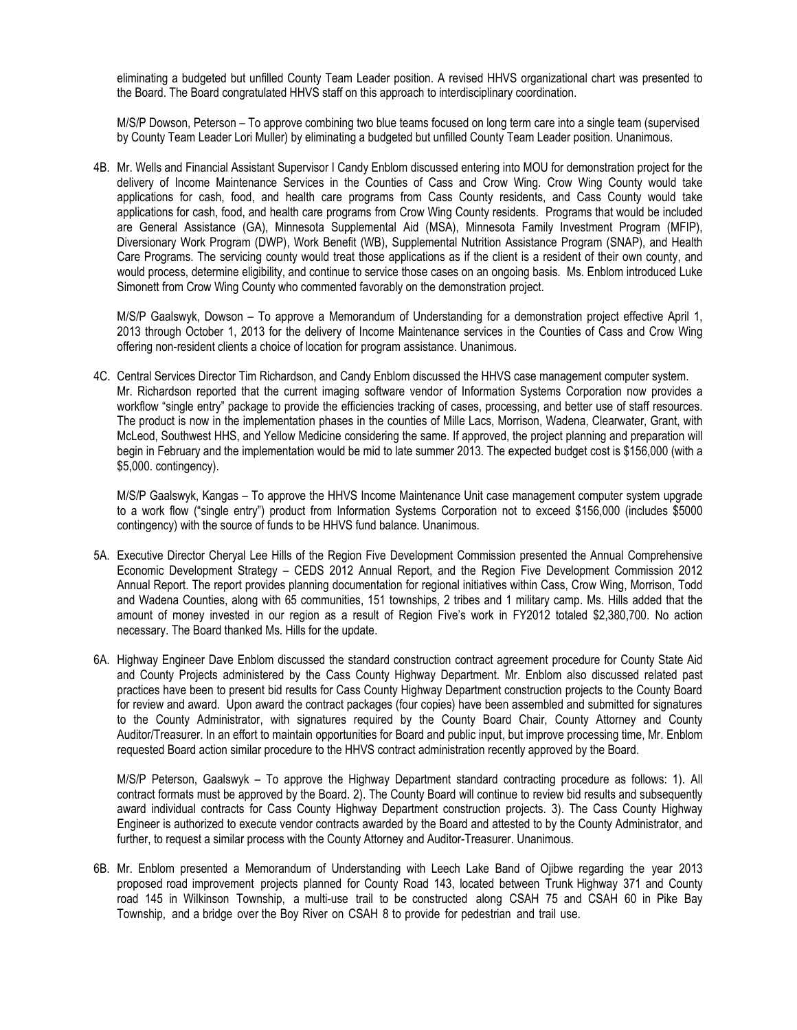eliminating a budgeted but unfilled County Team Leader position. A revised HHVS organizational chart was presented to the Board. The Board congratulated HHVS staff on this approach to interdisciplinary coordination.

M/S/P Dowson, Peterson – To approve combining two blue teams focused on long term care into a single team (supervised by County Team Leader Lori Muller) by eliminating a budgeted but unfilled County Team Leader position. Unanimous.

4B. Mr. Wells and Financial Assistant Supervisor I Candy Enblom discussed entering into MOU for demonstration project for the delivery of Income Maintenance Services in the Counties of Cass and Crow Wing. Crow Wing County would take applications for cash, food, and health care programs from Cass County residents, and Cass County would take applications for cash, food, and health care programs from Crow Wing County residents. Programs that would be included are General Assistance (GA), Minnesota Supplemental Aid (MSA), Minnesota Family Investment Program (MFIP), Diversionary Work Program (DWP), Work Benefit (WB), Supplemental Nutrition Assistance Program (SNAP), and Health Care Programs. The servicing county would treat those applications as if the client is a resident of their own county, and would process, determine eligibility, and continue to service those cases on an ongoing basis. Ms. Enblom introduced Luke Simonett from Crow Wing County who commented favorably on the demonstration project.

M/S/P Gaalswyk, Dowson – To approve a Memorandum of Understanding for a demonstration project effective April 1, 2013 through October 1, 2013 for the delivery of Income Maintenance services in the Counties of Cass and Crow Wing offering non-resident clients a choice of location for program assistance. Unanimous.

4C. Central Services Director Tim Richardson, and Candy Enblom discussed the HHVS case management computer system. Mr. Richardson reported that the current imaging software vendor of Information Systems Corporation now provides a workflow "single entry" package to provide the efficiencies tracking of cases, processing, and better use of staff resources. The product is now in the implementation phases in the counties of Mille Lacs, Morrison, Wadena, Clearwater, Grant, with McLeod, Southwest HHS, and Yellow Medicine considering the same. If approved, the project planning and preparation will begin in February and the implementation would be mid to late summer 2013. The expected budget cost is $156,000 (with a $5,000. contingency).

M/S/P Gaalswyk, Kangas – To approve the HHVS Income Maintenance Unit case management computer system upgrade to a work flow ("single entry") product from Information Systems Corporation not to exceed $156,000 (includes $5000 contingency) with the source of funds to be HHVS fund balance. Unanimous.

5A. Executive Director Cheryal Lee Hills of the Region Five Development Commission presented the Annual Comprehensive Economic Development Strategy – CEDS 2012 Annual Report, and the Region Five Development Commission 2012 Annual Report. The report provides planning documentation for regional initiatives within Cass, Crow Wing, Morrison, Todd and Wadena Counties, along with 65 communities, 151 townships, 2 tribes and 1 military camp. Ms. Hills added that the amount of money invested in our region as a result of Region Five's work in FY2012 totaled $2,380,700. No action necessary. The Board thanked Ms. Hills for the update.

6A. Highway Engineer Dave Enblom discussed the standard construction contract agreement procedure for County State Aid and County Projects administered by the Cass County Highway Department. Mr. Enblom also discussed related past practices have been to present bid results for Cass County Highway Department construction projects to the County Board for review and award. Upon award the contract packages (four copies) have been assembled and submitted for signatures to the County Administrator, with signatures required by the County Board Chair, County Attorney and County Auditor/Treasurer. In an effort to maintain opportunities for Board and public input, but improve processing time, Mr. Enblom requested Board action similar procedure to the HHVS contract administration recently approved by the Board.

M/S/P Peterson, Gaalswyk – To approve the Highway Department standard contracting procedure as follows: 1). All contract formats must be approved by the Board. 2). The County Board will continue to review bid results and subsequently award individual contracts for Cass County Highway Department construction projects. 3). The Cass County Highway Engineer is authorized to execute vendor contracts awarded by the Board and attested to by the County Administrator, and further, to request a similar process with the County Attorney and Auditor-Treasurer. Unanimous.

6B. Mr. Enblom presented a Memorandum of Understanding with Leech Lake Band of Ojibwe regarding the year 2013 proposed road improvement projects planned for County Road 143, located between Trunk Highway 371 and County road 145 in Wilkinson Township, a multi-use trail to be constructed along CSAH 75 and CSAH 60 in Pike Bay Township, and a bridge over the Boy River on CSAH 8 to provide for pedestrian and trail use.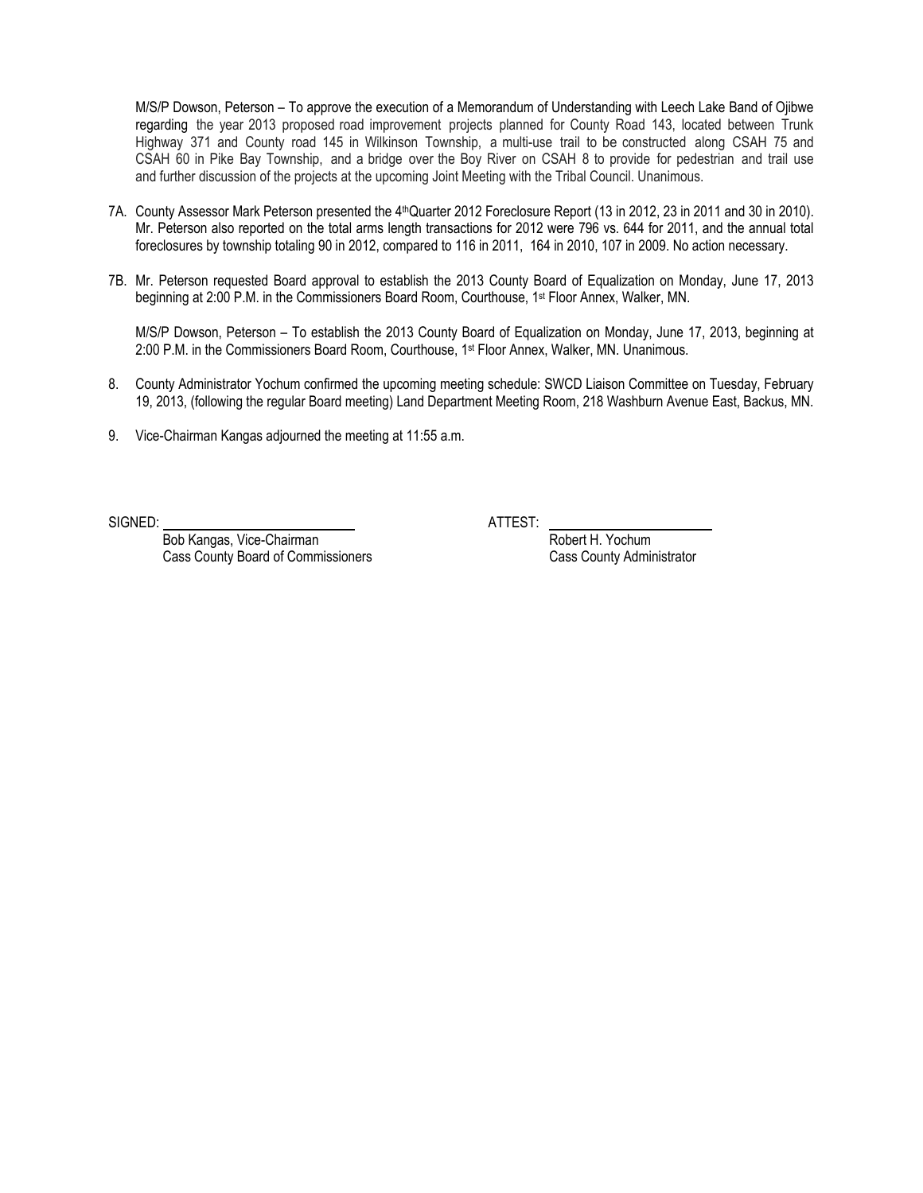M/S/P Dowson, Peterson – To approve the execution of a Memorandum of Understanding with Leech Lake Band of Ojibwe regarding the year 2013 proposed road improvement projects planned for County Road 143, located between Trunk Highway 371 and County road 145 in Wilkinson Township, a multi-use trail to be constructed along CSAH 75 and CSAH 60 in Pike Bay Township, and a bridge over the Boy River on CSAH 8 to provide for pedestrian and trail use and further discussion of the projects at the upcoming Joint Meeting with the Tribal Council. Unanimous.

7A. County Assessor Mark Peterson presented the 4th Quarter 2012 Foreclosure Report (13 in 2012, 23 in 2011 and 30 in 2010). Mr. Peterson also reported on the total arms length transactions for 2012 were 796 vs. 644 for 2011, and the annual total foreclosures by township totaling 90 in 2012, compared to 116 in 2011, 164 in 2010, 107 in 2009. No action necessary.

7B. Mr. Peterson requested Board approval to establish the 2013 County Board of Equalization on Monday, June 17, 2013 beginning at 2:00 P.M. in the Commissioners Board Room, Courthouse, 1st Floor Annex, Walker, MN.

M/S/P Dowson, Peterson – To establish the 2013 County Board of Equalization on Monday, June 17, 2013, beginning at 2:00 P.M. in the Commissioners Board Room, Courthouse, 1st Floor Annex, Walker, MN. Unanimous.

8. County Administrator Yochum confirmed the upcoming meeting schedule: SWCD Liaison Committee on Tuesday, February 19, 2013, (following the regular Board meeting) Land Department Meeting Room, 218 Washburn Avenue East, Backus, MN.

9. Vice-Chairman Kangas adjourned the meeting at 11:55 a.m.

SIGNED: ______________________________
Bob Kangas, Vice-Chairman
Cass County Board of Commissioners

ATTEST: ______________________________
Robert H. Yochum
Cass County Administrator